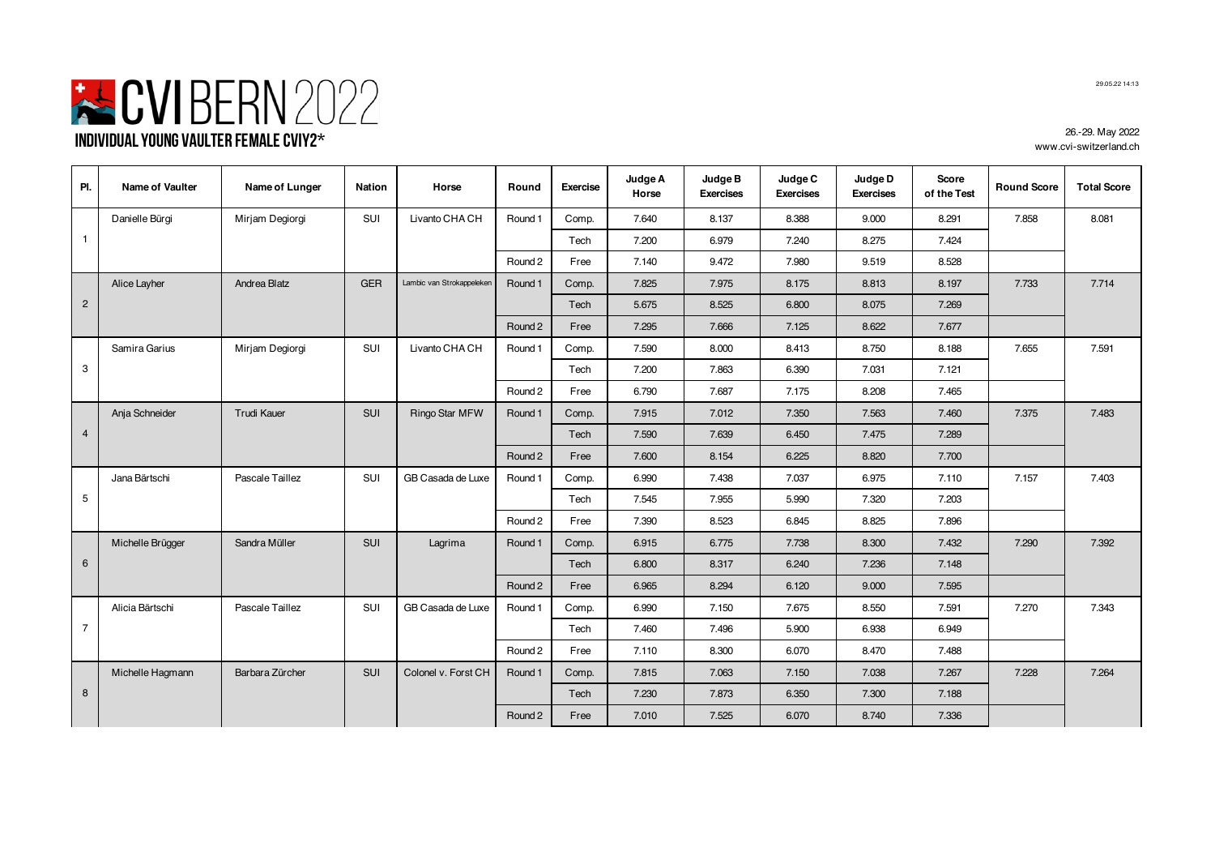# CVI BERN 2022

## INDIVIDUAL YOUNG VAULTER FEMALE CVIY2*

29.05.22 14:13

26.-29. May 2022
www.cvi-switzerland.ch

| Pl. | Name of Vaulter | Name of Lunger | Nation | Horse | Round | Exercise | Judge A Horse | Judge B Exercises | Judge C Exercises | Judge D Exercises | Score of the Test | Round Score | Total Score |
|---|---|---|---|---|---|---|---|---|---|---|---|---|---|
| 1 | Danielle Bürgi | Mirjam Degiorgi | SUI | Livanto CHA CH | Round 1 | Comp. | 7.640 | 8.137 | 8.388 | 9.000 | 8.291 | 7.858 | 8.081 |
| | | | | | | Tech | 7.200 | 6.979 | 7.240 | 8.275 | 7.424 | | |
| | | | | | Round 2 | Free | 7.140 | 9.472 | 7.980 | 9.519 | 8.528 | | |
| 2 | Alice Layher | Andrea Blatz | GER | Lambic van Strokappeleken | Round 1 | Comp. | 7.825 | 7.975 | 8.175 | 8.813 | 8.197 | 7.733 | 7.714 |
| | | | | | | Tech | 5.675 | 8.525 | 6.800 | 8.075 | 7.269 | | |
| | | | | | Round 2 | Free | 7.295 | 7.666 | 7.125 | 8.622 | 7.677 | | |
| 3 | Samira Garius | Mirjam Degiorgi | SUI | Livanto CHA CH | Round 1 | Comp. | 7.590 | 8.000 | 8.413 | 8.750 | 8.188 | 7.655 | 7.591 |
| | | | | | | Tech | 7.200 | 7.863 | 6.390 | 7.031 | 7.121 | | |
| | | | | | Round 2 | Free | 6.790 | 7.687 | 7.175 | 8.208 | 7.465 | | |
| 4 | Anja Schneider | Trudi Kauer | SUI | Ringo Star MFW | Round 1 | Comp. | 7.915 | 7.012 | 7.350 | 7.563 | 7.460 | 7.375 | 7.483 |
| | | | | | | Tech | 7.590 | 7.639 | 6.450 | 7.475 | 7.289 | | |
| | | | | | Round 2 | Free | 7.600 | 8.154 | 6.225 | 8.820 | 7.700 | | |
| 5 | Jana Bärtschi | Pascale Taillez | SUI | GB Casada de Luxe | Round 1 | Comp. | 6.990 | 7.438 | 7.037 | 6.975 | 7.110 | 7.157 | 7.403 |
| | | | | | | Tech | 7.545 | 7.955 | 5.990 | 7.320 | 7.203 | | |
| | | | | | Round 2 | Free | 7.390 | 8.523 | 6.845 | 8.825 | 7.896 | | |
| 6 | Michelle Brügger | Sandra Müller | SUI | Lagrima | Round 1 | Comp. | 6.915 | 6.775 | 7.738 | 8.300 | 7.432 | 7.290 | 7.392 |
| | | | | | | Tech | 6.800 | 8.317 | 6.240 | 7.236 | 7.148 | | |
| | | | | | Round 2 | Free | 6.965 | 8.294 | 6.120 | 9.000 | 7.595 | | |
| 7 | Alicia Bärtschi | Pascale Taillez | SUI | GB Casada de Luxe | Round 1 | Comp. | 6.990 | 7.150 | 7.675 | 8.550 | 7.591 | 7.270 | 7.343 |
| | | | | | | Tech | 7.460 | 7.496 | 5.900 | 6.938 | 6.949 | | |
| | | | | | Round 2 | Free | 7.110 | 8.300 | 6.070 | 8.470 | 7.488 | | |
| 8 | Michelle Hagmann | Barbara Zürcher | SUI | Colonel v. Forst CH | Round 1 | Comp. | 7.815 | 7.063 | 7.150 | 7.038 | 7.267 | 7.228 | 7.264 |
| | | | | | | Tech | 7.230 | 7.873 | 6.350 | 7.300 | 7.188 | | |
| | | | | | Round 2 | Free | 7.010 | 7.525 | 6.070 | 8.740 | 7.336 | | |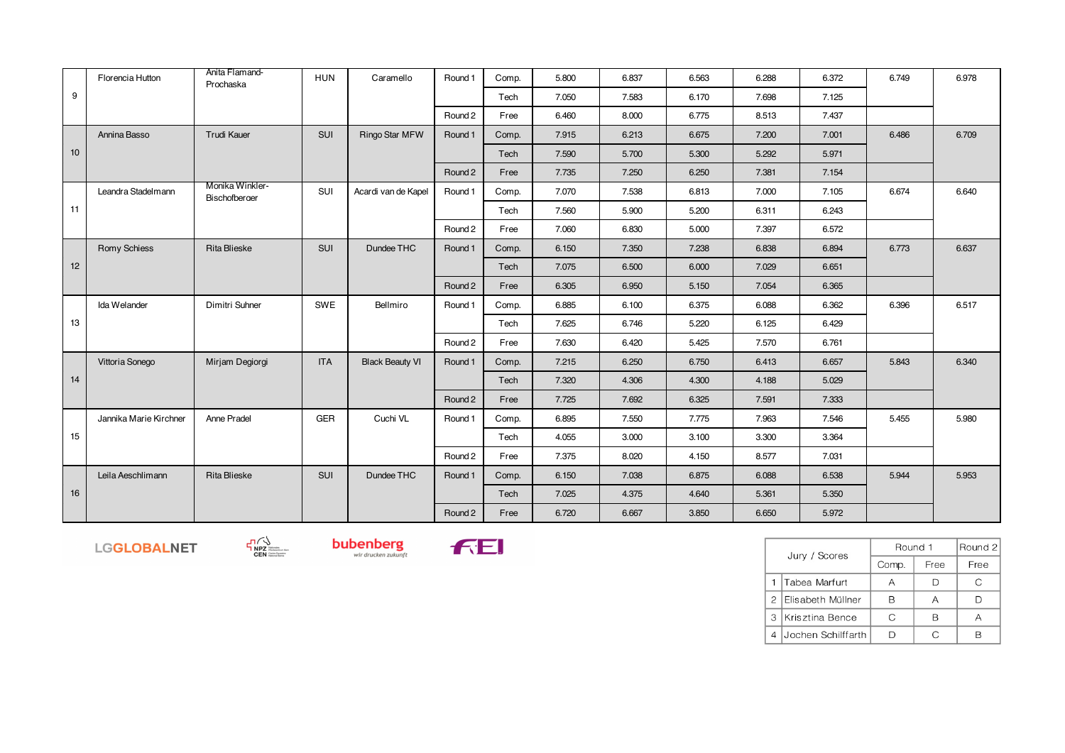| | | | | | | | | | | | | | |
|---|---|---|---|---|---|---|---|---|---|---|---|---|---|
| 9 | Florencia Hutton | Anita Flamand-Prochaska | HUN | Caramello | Round 1 | Comp. | 5.800 | 6.837 | 6.563 | 6.288 | 6.372 | 6.749 | 6.978 |
| | | | | | | Tech | 7.050 | 7.583 | 6.170 | 7.698 | 7.125 | | |
| | | | | | Round 2 | Free | 6.460 | 8.000 | 6.775 | 8.513 | 7.437 | | |
| 10 | Annina Basso | Trudi Kauer | SUI | Ringo Star MFW | Round 1 | Comp. | 7.915 | 6.213 | 6.675 | 7.200 | 7.001 | 6.486 | 6.709 |
| | | | | | | Tech | 7.590 | 5.700 | 5.300 | 5.292 | 5.971 | | |
| | | | | | Round 2 | Free | 7.735 | 7.250 | 6.250 | 7.381 | 7.154 | | |
| 11 | Leandra Stadelmann | Monika Winkler-Bischofberger | SUI | Acardi van de Kapel | Round 1 | Comp. | 7.070 | 7.538 | 6.813 | 7.000 | 7.105 | 6.674 | 6.640 |
| | | | | | | Tech | 7.560 | 5.900 | 5.200 | 6.311 | 6.243 | | |
| | | | | | Round 2 | Free | 7.060 | 6.830 | 5.000 | 7.397 | 6.572 | | |
| 12 | Romy Schiess | Rita Blieske | SUI | Dundee THC | Round 1 | Comp. | 6.150 | 7.350 | 7.238 | 6.838 | 6.894 | 6.773 | 6.637 |
| | | | | | | Tech | 7.075 | 6.500 | 6.000 | 7.029 | 6.651 | | |
| | | | | | Round 2 | Free | 6.305 | 6.950 | 5.150 | 7.054 | 6.365 | | |
| 13 | Ida Welander | Dimitri Suhner | SWE | Bellmiro | Round 1 | Comp. | 6.885 | 6.100 | 6.375 | 6.088 | 6.362 | 6.396 | 6.517 |
| | | | | | | Tech | 7.625 | 6.746 | 5.220 | 6.125 | 6.429 | | |
| | | | | | Round 2 | Free | 7.630 | 6.420 | 5.425 | 7.570 | 6.761 | | |
| 14 | Vittoria Sonego | Mirjam Degiorgi | ITA | Black Beauty VI | Round 1 | Comp. | 7.215 | 6.250 | 6.750 | 6.413 | 6.657 | 5.843 | 6.340 |
| | | | | | | Tech | 7.320 | 4.306 | 4.300 | 4.188 | 5.029 | | |
| | | | | | Round 2 | Free | 7.725 | 7.692 | 6.325 | 7.591 | 7.333 | | |
| 15 | Jannika Marie Kirchner | Anne Pradel | GER | Cuchi VL | Round 1 | Comp. | 6.895 | 7.550 | 7.775 | 7.963 | 7.546 | 5.455 | 5.980 |
| | | | | | | Tech | 4.055 | 3.000 | 3.100 | 3.300 | 3.364 | | |
| | | | | | Round 2 | Free | 7.375 | 8.020 | 4.150 | 8.577 | 7.031 | | |
| 16 | Leila Aeschlimann | Rita Blieske | SUI | Dundee THC | Round 1 | Comp. | 6.150 | 7.038 | 6.875 | 6.088 | 6.538 | 5.944 | 5.953 |
| | | | | | | Tech | 7.025 | 4.375 | 4.640 | 5.361 | 5.350 | | |
| | | | | | Round 2 | Free | 6.720 | 6.667 | 3.850 | 6.650 | 5.972 | | |

LGGLOBALNET | NPZ CEN | bubenberg wir drucken zukunft | FEI

| | Jury / Scores | Round 1 | | Round 2 |
|---|---|---|---|---|
| | | Comp. | Free | Free |
| 1 | Tabea Marfurt | A | D | C |
| 2 | Elisabeth Müllner | B | A | D |
| 3 | Krisztina Bence | C | B | A |
| 4 | Jochen Schiffarth | D | C | B |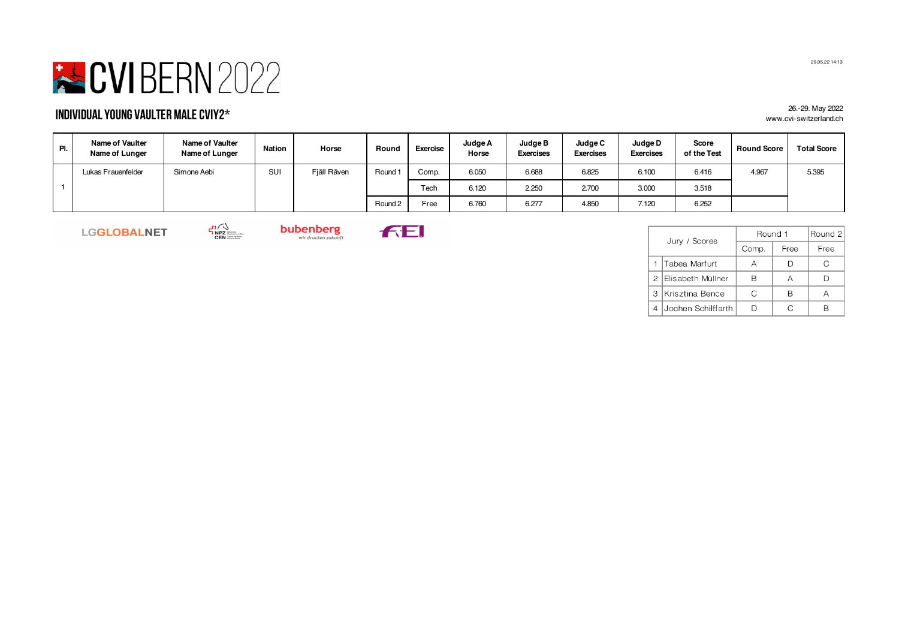# CVI BERN 2022

29.05.22 14:13

## INDIVIDUAL YOUNG VAULTER MALE CVIY2*

26.-29. May 2022
www.cvi-switzerland.ch

| Pl. | Name of Vaulter<br>Name of Lunger | Name of Vaulter<br>Name of Lunger | Nation | Horse | Round | Exercise | Judge A<br>Horse | Judge B<br>Exercises | Judge C<br>Exercises | Judge D<br>Exercises | Score<br>of the Test | Round Score | Total Score |
|---|---|---|---|---|---|---|---|---|---|---|---|---|---|
| 1 | Lukas Frauenfelder | Simone Aebi | SUI | Fjäll Räven | Round 1 | Comp. | 6.050 | 6.688 | 6.825 | 6.100 | 6.416 | 4.967 | 5.395 |
| | | | | | | Tech | 6.120 | 2.250 | 2.700 | 3.000 | 3.518 | | |
| | | | | | Round 2 | Free | 6.760 | 6.277 | 4.850 | 7.120 | 6.252 | | |

LGGLOBALNET NPZ CEN bubenberg wir drucken zukunft FEI

| Jury / Scores | | Round 1 | | Round 2 |
|---|---|---|---|---|
| | | Comp. | Free | Free |
| 1 | Tabea Marfurt | A | D | C |
| 2 | Elisabeth Müllner | B | A | D |
| 3 | Krisztina Bence | C | B | A |
| 4 | Jochen Schilffarth | D | C | B |